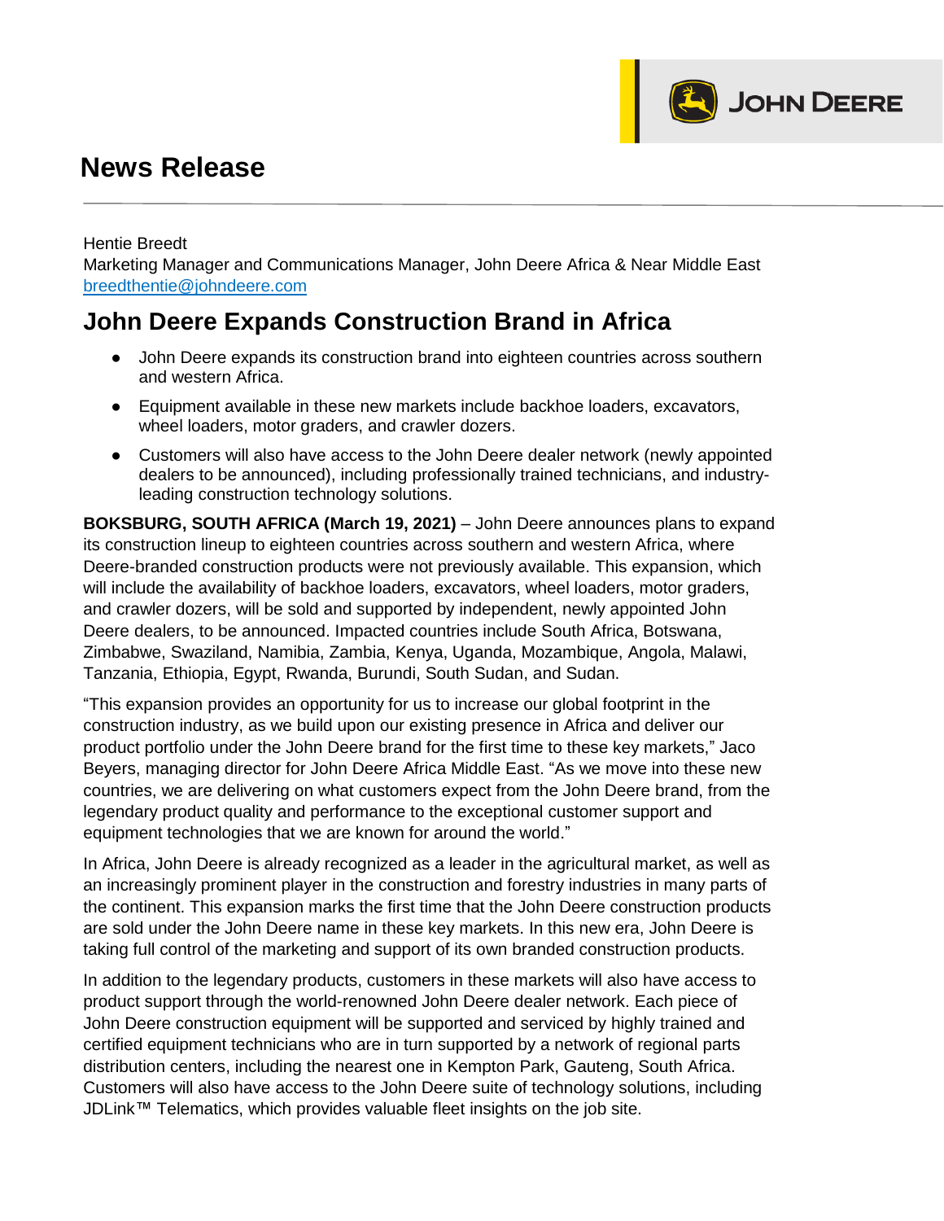# News Release

Hentie Breedt
Marketing Manager and Communications Manager, John Deere Africa & Near Middle East
[breedthentie@johndeere.com](mailto:breedthentie@johndeere.com)

## John Deere Expands Construction Brand in Africa

- John Deere expands its construction brand into eighteen countries across southern and western Africa.
- Equipment available in these new markets include backhoe loaders, excavators, wheel loaders, motor graders, and crawler dozers.
- Customers will also have access to the John Deere dealer network (newly appointed dealers to be announced), including professionally trained technicians, and industry-leading construction technology solutions.

**BOKSBURG, SOUTH AFRICA (March 19, 2021)** – John Deere announces plans to expand its construction lineup to eighteen countries across southern and western Africa, where Deere-branded construction products were not previously available. This expansion, which will include the availability of backhoe loaders, excavators, wheel loaders, motor graders, and crawler dozers, will be sold and supported by independent, newly appointed John Deere dealers, to be announced. Impacted countries include South Africa, Botswana, Zimbabwe, Swaziland, Namibia, Zambia, Kenya, Uganda, Mozambique, Angola, Malawi, Tanzania, Ethiopia, Egypt, Rwanda, Burundi, South Sudan, and Sudan.

"This expansion provides an opportunity for us to increase our global footprint in the construction industry, as we build upon our existing presence in Africa and deliver our product portfolio under the John Deere brand for the first time to these key markets," Jaco Beyers, managing director for John Deere Africa Middle East. "As we move into these new countries, we are delivering on what customers expect from the John Deere brand, from the legendary product quality and performance to the exceptional customer support and equipment technologies that we are known for around the world."

In Africa, John Deere is already recognized as a leader in the agricultural market, as well as an increasingly prominent player in the construction and forestry industries in many parts of the continent. This expansion marks the first time that the John Deere construction products are sold under the John Deere name in these key markets. In this new era, John Deere is taking full control of the marketing and support of its own branded construction products.

In addition to the legendary products, customers in these markets will also have access to product support through the world-renowned John Deere dealer network. Each piece of John Deere construction equipment will be supported and serviced by highly trained and certified equipment technicians who are in turn supported by a network of regional parts distribution centers, including the nearest one in Kempton Park, Gauteng, South Africa. Customers will also have access to the John Deere suite of technology solutions, including JDLink™ Telematics, which provides valuable fleet insights on the job site.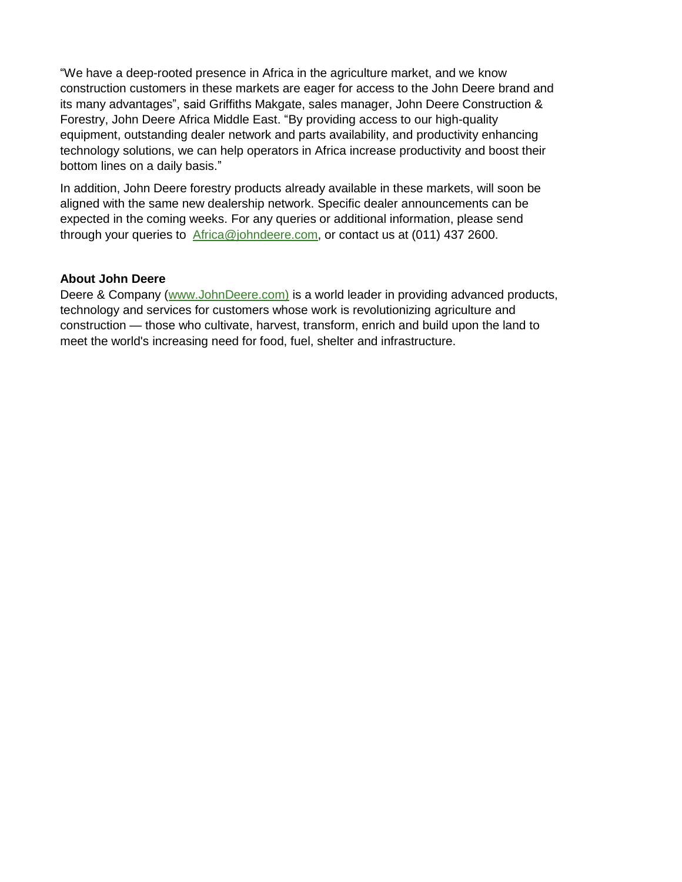“We have a deep-rooted presence in Africa in the agriculture market, and we know construction customers in these markets are eager for access to the John Deere brand and its many advantages”, said Griffiths Makgate, sales manager, John Deere Construction & Forestry, John Deere Africa Middle East. “By providing access to our high-quality equipment, outstanding dealer network and parts availability, and productivity enhancing technology solutions, we can help operators in Africa increase productivity and boost their bottom lines on a daily basis.”

In addition, John Deere forestry products already available in these markets, will soon be aligned with the same new dealership network. Specific dealer announcements can be expected in the coming weeks. For any queries or additional information, please send through your queries to Africa@johndeere.com, or contact us at (011) 437 2600.

**About John Deere**
Deere & Company (www.JohnDeere.com) is a world leader in providing advanced products, technology and services for customers whose work is revolutionizing agriculture and construction — those who cultivate, harvest, transform, enrich and build upon the land to meet the world's increasing need for food, fuel, shelter and infrastructure.